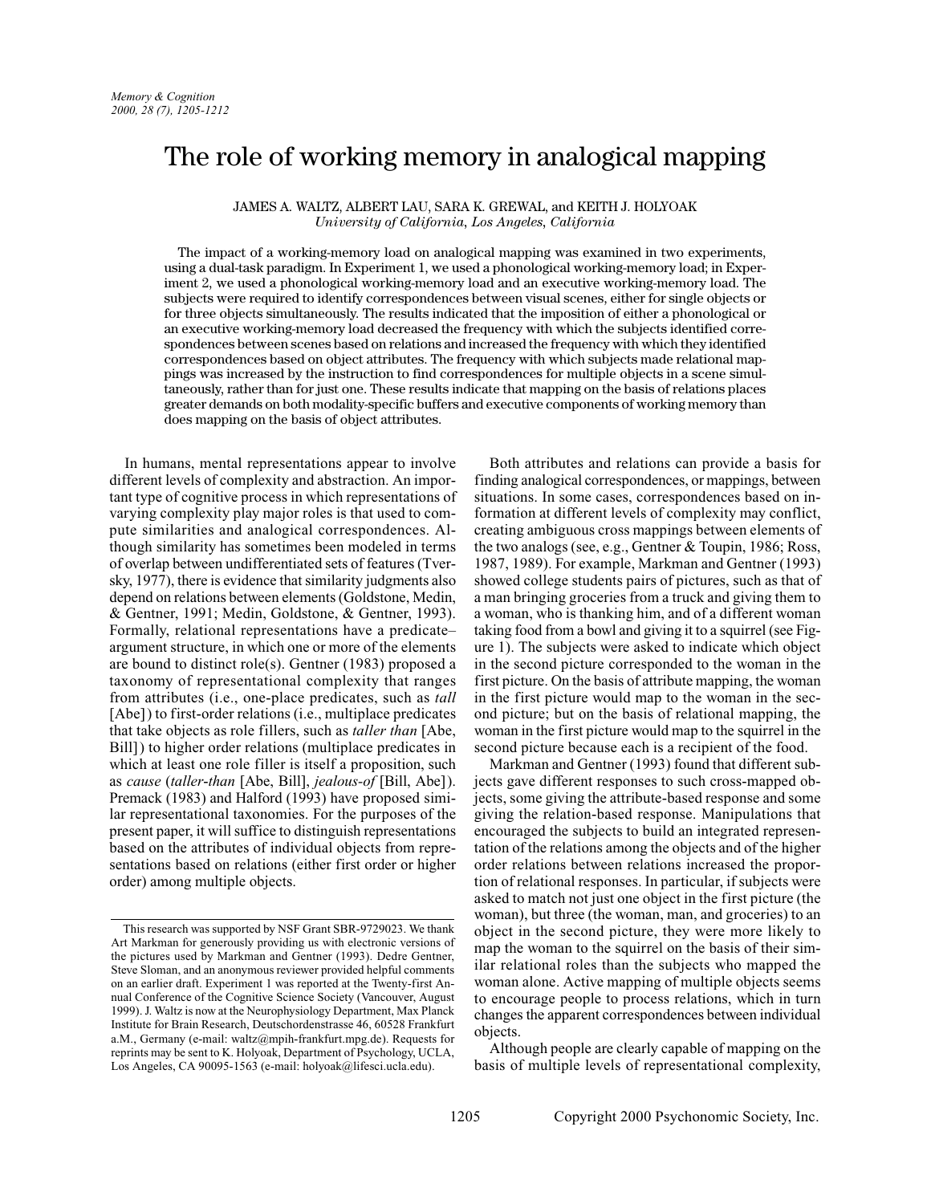# The role of working memory in analogical mapping

JAMES A. WALTZ, ALBERT LAU, SARA K. GREWAL, and KEITH J. HOLYOAK
*University of California, Los Angeles, California*

The impact of a working-memory load on analogical mapping was examined in two experiments, using a dual-task paradigm. In Experiment 1, we used a phonological working-memory load; in Experiment 2, we used a phonological working-memory load and an executive working-memory load. The subjects were required to identify correspondences between visual scenes, either for single objects or for three objects simultaneously. The results indicated that the imposition of either a phonological or an executive working-memory load decreased the frequency with which the subjects identified correspondences between scenes based on relations and increased the frequency with which they identified correspondences based on object attributes. The frequency with which subjects made relational mappings was increased by the instruction to find correspondences for multiple objects in a scene simultaneously, rather than for just one. These results indicate that mapping on the basis of relations places greater demands on both modality-specific buffers and executive components of working memory than does mapping on the basis of object attributes.

In humans, mental representations appear to involve different levels of complexity and abstraction. An important type of cognitive process in which representations of varying complexity play major roles is that used to compute similarities and analogical correspondences. Although similarity has sometimes been modeled in terms of overlap between undifferentiated sets of features (Tversky, 1977), there is evidence that similarity judgments also depend on relations between elements (Goldstone, Medin, & Gentner, 1991; Medin, Goldstone, & Gentner, 1993). Formally, relational representations have a predicate–argument structure, in which one or more of the elements are bound to distinct role(s). Gentner (1983) proposed a taxonomy of representational complexity that ranges from attributes (i.e., one-place predicates, such as *tall* [Abe]) to first-order relations (i.e., multiplace predicates that take objects as role fillers, such as *taller than* [Abe, Bill]) to higher order relations (multiplace predicates in which at least one role filler is itself a proposition, such as *cause* (*taller-than* [Abe, Bill], *jealous-of* [Bill, Abe]). Premack (1983) and Halford (1993) have proposed similar representational taxonomies. For the purposes of the present paper, it will suffice to distinguish representations based on the attributes of individual objects from representations based on relations (either first order or higher order) among multiple objects.

Both attributes and relations can provide a basis for finding analogical correspondences, or mappings, between situations. In some cases, correspondences based on information at different levels of complexity may conflict, creating ambiguous cross mappings between elements of the two analogs (see, e.g., Gentner & Toupin, 1986; Ross, 1987, 1989). For example, Markman and Gentner (1993) showed college students pairs of pictures, such as that of a man bringing groceries from a truck and giving them to a woman, who is thanking him, and of a different woman taking food from a bowl and giving it to a squirrel (see Figure 1). The subjects were asked to indicate which object in the second picture corresponded to the woman in the first picture. On the basis of attribute mapping, the woman in the first picture would map to the woman in the second picture; but on the basis of relational mapping, the woman in the first picture would map to the squirrel in the second picture because each is a recipient of the food.

Markman and Gentner (1993) found that different subjects gave different responses to such cross-mapped objects, some giving the attribute-based response and some giving the relation-based response. Manipulations that encouraged the subjects to build an integrated representation of the relations among the objects and of the higher order relations between relations increased the proportion of relational responses. In particular, if subjects were asked to match not just one object in the first picture (the woman), but three (the woman, man, and groceries) to an object in the second picture, they were more likely to map the woman to the squirrel on the basis of their similar relational roles than the subjects who mapped the woman alone. Active mapping of multiple objects seems to encourage people to process relations, which in turn changes the apparent correspondences between individual objects.

Although people are clearly capable of mapping on the basis of multiple levels of representational complexity,

---

This research was supported by NSF Grant SBR-9729023. We thank Art Markman for generously providing us with electronic versions of the pictures used by Markman and Gentner (1993). Dedre Gentner, Steve Sloman, and an anonymous reviewer provided helpful comments on an earlier draft. Experiment 1 was reported at the Twenty-first Annual Conference of the Cognitive Science Society (Vancouver, August 1999). J. Waltz is now at the Neurophysiology Department, Max Planck Institute for Brain Research, Deutschordenstrasse 46, 60528 Frankfurt a.M., Germany (e-mail: waltz@mpih-frankfurt.mpg.de). Requests for reprints may be sent to K. Holyoak, Department of Psychology, UCLA, Los Angeles, CA 90095-1563 (e-mail: holyoak@lifesci.ucla.edu).

Copyright 2000 Psychonomic Society, Inc.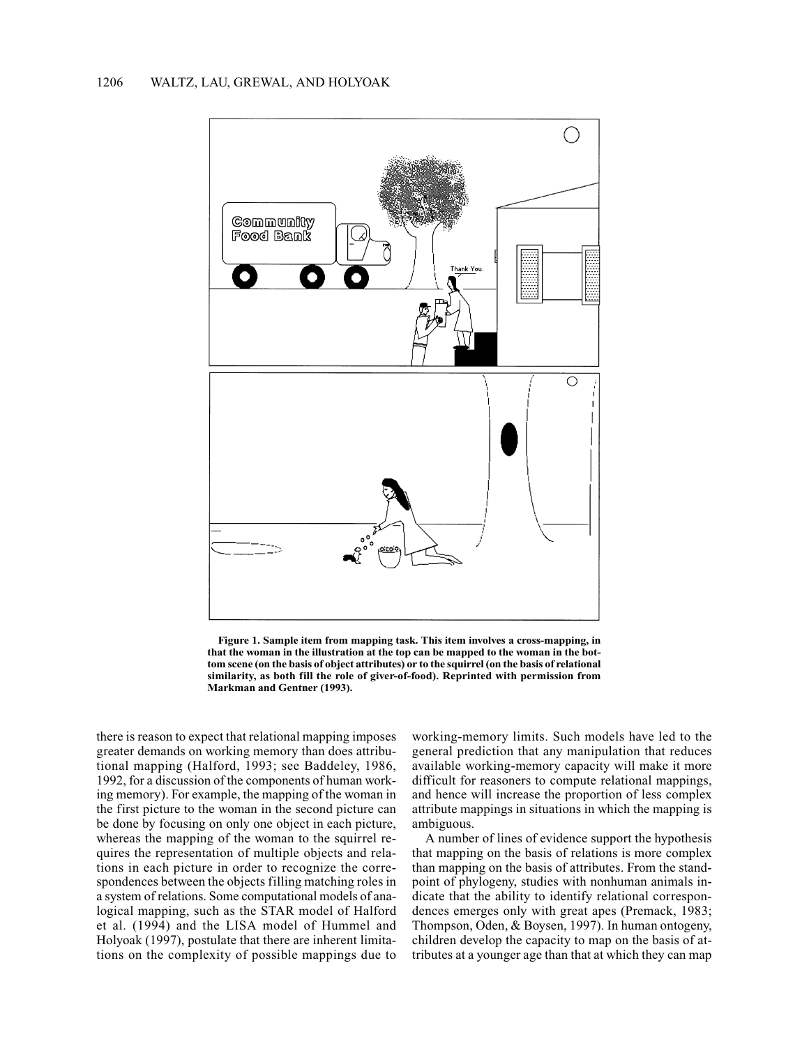**Figure 1. Sample item from mapping task. This item involves a cross-mapping, in that the woman in the illustration at the top can be mapped to the woman in the bottom scene (on the basis of object attributes) or to the squirrel (on the basis of relational similarity, as both fill the role of giver-of-food). Reprinted with permission from Markman and Gentner (1993).**

there is reason to expect that relational mapping imposes greater demands on working memory than does attributional mapping (Halford, 1993; see Baddeley, 1986, 1992, for a discussion of the components of human working memory). For example, the mapping of the woman in the first picture to the woman in the second picture can be done by focusing on only one object in each picture, whereas the mapping of the woman to the squirrel requires the representation of multiple objects and relations in each picture in order to recognize the correspondences between the objects filling matching roles in a system of relations. Some computational models of analogical mapping, such as the STAR model of Halford et al. (1994) and the LISA model of Hummel and Holyoak (1997), postulate that there are inherent limitations on the complexity of possible mappings due to working-memory limits. Such models have led to the general prediction that any manipulation that reduces available working-memory capacity will make it more difficult for reasoners to compute relational mappings, and hence will increase the proportion of less complex attribute mappings in situations in which the mapping is ambiguous.

A number of lines of evidence support the hypothesis that mapping on the basis of relations is more complex than mapping on the basis of attributes. From the standpoint of phylogeny, studies with nonhuman animals indicate that the ability to identify relational correspondences emerges only with great apes (Premack, 1983; Thompson, Oden, & Boysen, 1997). In human ontogeny, children develop the capacity to map on the basis of attributes at a younger age than that at which they can map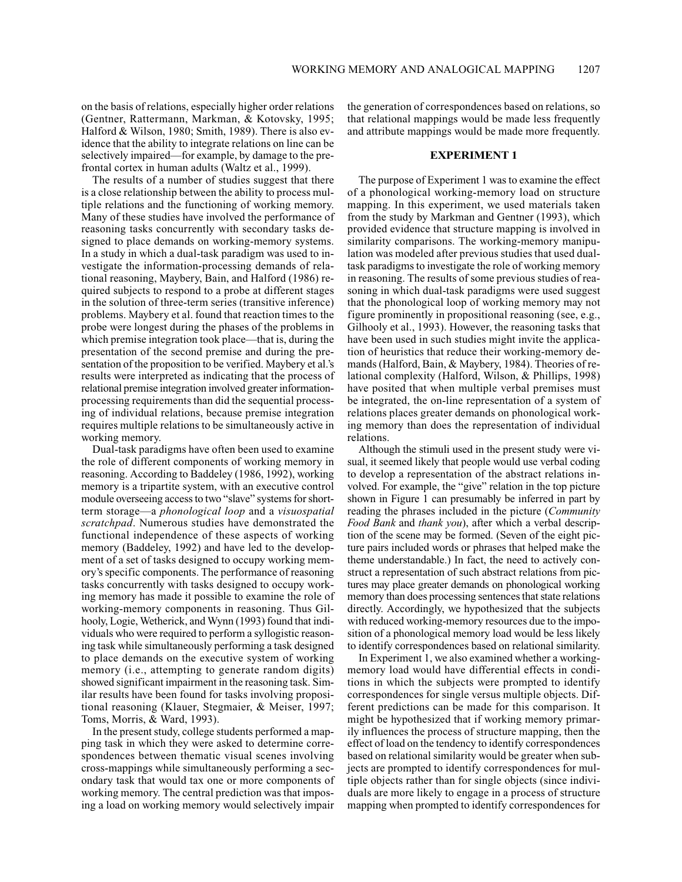on the basis of relations, especially higher order relations (Gentner, Rattermann, Markman, & Kotovsky, 1995; Halford & Wilson, 1980; Smith, 1989). There is also evidence that the ability to integrate relations on line can be selectively impaired—for example, by damage to the prefrontal cortex in human adults (Waltz et al., 1999).

The results of a number of studies suggest that there is a close relationship between the ability to process multiple relations and the functioning of working memory. Many of these studies have involved the performance of reasoning tasks concurrently with secondary tasks designed to place demands on working-memory systems. In a study in which a dual-task paradigm was used to investigate the information-processing demands of relational reasoning, Maybery, Bain, and Halford (1986) required subjects to respond to a probe at different stages in the solution of three-term series (transitive inference) problems. Maybery et al. found that reaction times to the probe were longest during the phases of the problems in which premise integration took place—that is, during the presentation of the second premise and during the presentation of the proposition to be verified. Maybery et al.'s results were interpreted as indicating that the process of relational premise integration involved greater information-processing requirements than did the sequential processing of individual relations, because premise integration requires multiple relations to be simultaneously active in working memory.

Dual-task paradigms have often been used to examine the role of different components of working memory in reasoning. According to Baddeley (1986, 1992), working memory is a tripartite system, with an executive control module overseeing access to two "slave" systems for short-term storage—a *phonological loop* and a *visuospatial scratchpad*. Numerous studies have demonstrated the functional independence of these aspects of working memory (Baddeley, 1992) and have led to the development of a set of tasks designed to occupy working memory's specific components. The performance of reasoning tasks concurrently with tasks designed to occupy working memory has made it possible to examine the role of working-memory components in reasoning. Thus Gilhooly, Logie, Wetherick, and Wynn (1993) found that individuals who were required to perform a syllogistic reasoning task while simultaneously performing a task designed to place demands on the executive system of working memory (i.e., attempting to generate random digits) showed significant impairment in the reasoning task. Similar results have been found for tasks involving propositional reasoning (Klauer, Stegmaier, & Meiser, 1997; Toms, Morris, & Ward, 1993).

In the present study, college students performed a mapping task in which they were asked to determine correspondences between thematic visual scenes involving cross-mappings while simultaneously performing a secondary task that would tax one or more components of working memory. The central prediction was that imposing a load on working memory would selectively impair the generation of correspondences based on relations, so that relational mappings would be made less frequently and attribute mappings would be made more frequently.

## EXPERIMENT 1

The purpose of Experiment 1 was to examine the effect of a phonological working-memory load on structure mapping. In this experiment, we used materials taken from the study by Markman and Gentner (1993), which provided evidence that structure mapping is involved in similarity comparisons. The working-memory manipulation was modeled after previous studies that used dual-task paradigms to investigate the role of working memory in reasoning. The results of some previous studies of reasoning in which dual-task paradigms were used suggest that the phonological loop of working memory may not figure prominently in propositional reasoning (see, e.g., Gilhooly et al., 1993). However, the reasoning tasks that have been used in such studies might invite the application of heuristics that reduce their working-memory demands (Halford, Bain, & Maybery, 1984). Theories of relational complexity (Halford, Wilson, & Phillips, 1998) have posited that when multiple verbal premises must be integrated, the on-line representation of a system of relations places greater demands on phonological working memory than does the representation of individual relations.

Although the stimuli used in the present study were visual, it seemed likely that people would use verbal coding to develop a representation of the abstract relations involved. For example, the "give" relation in the top picture shown in Figure 1 can presumably be inferred in part by reading the phrases included in the picture (*Community Food Bank* and *thank you*), after which a verbal description of the scene may be formed. (Seven of the eight picture pairs included words or phrases that helped make the theme understandable.) In fact, the need to actively construct a representation of such abstract relations from pictures may place greater demands on phonological working memory than does processing sentences that state relations directly. Accordingly, we hypothesized that the subjects with reduced working-memory resources due to the imposition of a phonological memory load would be less likely to identify correspondences based on relational similarity.

In Experiment 1, we also examined whether a working-memory load would have differential effects in conditions in which the subjects were prompted to identify correspondences for single versus multiple objects. Different predictions can be made for this comparison. It might be hypothesized that if working memory primarily influences the process of structure mapping, then the effect of load on the tendency to identify correspondences based on relational similarity would be greater when subjects are prompted to identify correspondences for multiple objects rather than for single objects (since individuals are more likely to engage in a process of structure mapping when prompted to identify correspondences for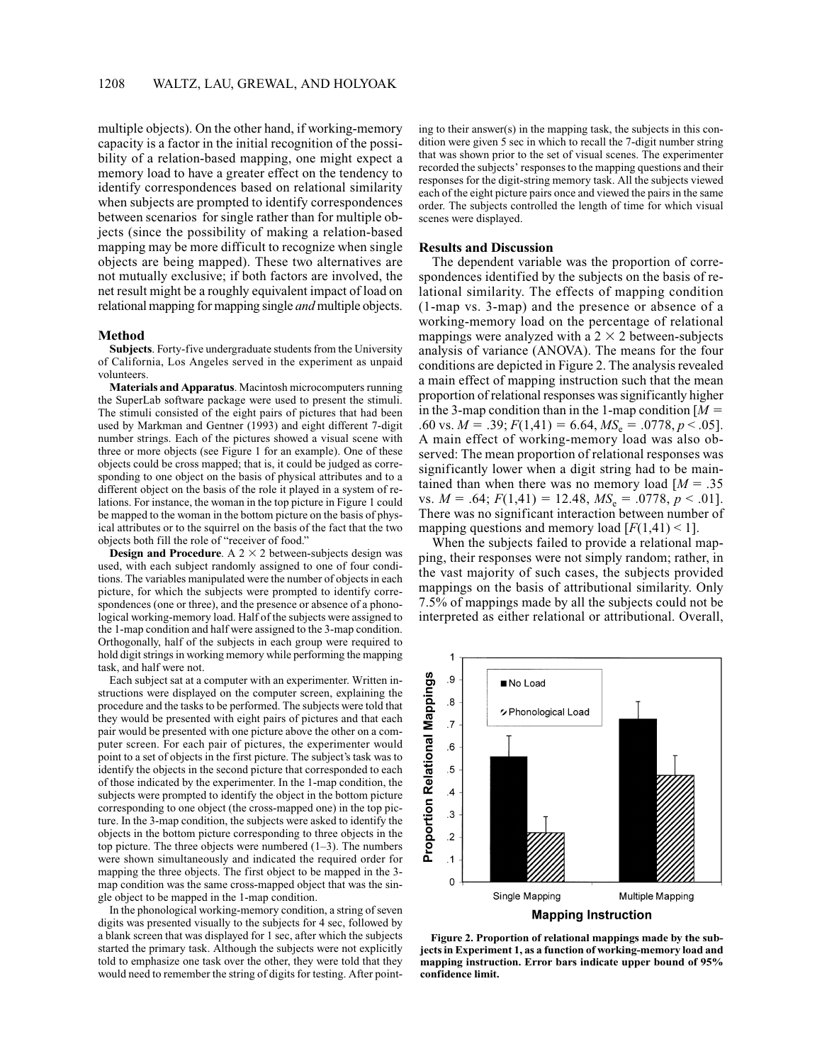multiple objects). On the other hand, if working-memory capacity is a factor in the initial recognition of the possibility of a relation-based mapping, one might expect a memory load to have a greater effect on the tendency to identify correspondences based on relational similarity when subjects are prompted to identify correspondences between scenarios for single rather than for multiple objects (since the possibility of making a relation-based mapping may be more difficult to recognize when single objects are being mapped). These two alternatives are not mutually exclusive; if both factors are involved, the net result might be a roughly equivalent impact of load on relational mapping for mapping single *and* multiple objects.

## Method

**Subjects**. Forty-five undergraduate students from the University of California, Los Angeles served in the experiment as unpaid volunteers.

**Materials and Apparatus**. Macintosh microcomputers running the SuperLab software package were used to present the stimuli. The stimuli consisted of the eight pairs of pictures that had been used by Markman and Gentner (1993) and eight different 7-digit number strings. Each of the pictures showed a visual scene with three or more objects (see Figure 1 for an example). One of these objects could be cross mapped; that is, it could be judged as corresponding to one object on the basis of physical attributes and to a different object on the basis of the role it played in a system of relations. For instance, the woman in the top picture in Figure 1 could be mapped to the woman in the bottom picture on the basis of physical attributes or to the squirrel on the basis of the fact that the two objects both fill the role of "receiver of food."

**Design and Procedure**. A 2 × 2 between-subjects design was used, with each subject randomly assigned to one of four conditions. The variables manipulated were the number of objects in each picture, for which the subjects were prompted to identify correspondences (one or three), and the presence or absence of a phonological working-memory load. Half of the subjects were assigned to the 1-map condition and half were assigned to the 3-map condition. Orthogonally, half of the subjects in each group were required to hold digit strings in working memory while performing the mapping task, and half were not.

Each subject sat at a computer with an experimenter. Written instructions were displayed on the computer screen, explaining the procedure and the tasks to be performed. The subjects were told that they would be presented with eight pairs of pictures and that each pair would be presented with one picture above the other on a computer screen. For each pair of pictures, the experimenter would point to a set of objects in the first picture. The subject's task was to identify the objects in the second picture that corresponded to each of those indicated by the experimenter. In the 1-map condition, the subjects were prompted to identify the object in the bottom picture corresponding to one object (the cross-mapped one) in the top picture. In the 3-map condition, the subjects were asked to identify the objects in the bottom picture corresponding to three objects in the top picture. The three objects were numbered (1–3). The numbers were shown simultaneously and indicated the required order for mapping the three objects. The first object to be mapped in the 3-map condition was the same cross-mapped object that was the single object to be mapped in the 1-map condition.

In the phonological working-memory condition, a string of seven digits was presented visually to the subjects for 4 sec, followed by a blank screen that was displayed for 1 sec, after which the subjects started the primary task. Although the subjects were not explicitly told to emphasize one task over the other, they were told that they would need to remember the string of digits for testing. After pointing to their answer(s) in the mapping task, the subjects in this condition were given 5 sec in which to recall the 7-digit number string that was shown prior to the set of visual scenes. The experimenter recorded the subjects' responses to the mapping questions and their responses for the digit-string memory task. All the subjects viewed each of the eight picture pairs once and viewed the pairs in the same order. The subjects controlled the length of time for which visual scenes were displayed.

## Results and Discussion

The dependent variable was the proportion of correspondences identified by the subjects on the basis of relational similarity. The effects of mapping condition (1-map vs. 3-map) and the presence or absence of a working-memory load on the percentage of relational mappings were analyzed with a 2 × 2 between-subjects analysis of variance (ANOVA). The means for the four conditions are depicted in Figure 2. The analysis revealed a main effect of mapping instruction such that the mean proportion of relational responses was significantly higher in the 3-map condition than in the 1-map condition [$M = .60$ vs. $M = .39$; $F(1,41) = 6.64$, $MS_e = .0778$, $p < .05$]. A main effect of working-memory load was also observed: The mean proportion of relational responses was significantly lower when a digit string had to be maintained than when there was no memory load [$M = .35$ vs. $M = .64$; $F(1,41) = 12.48$, $MS_e = .0778$, $p < .01$]. There was no significant interaction between number of mapping questions and memory load [$F(1,41) < 1$].

When the subjects failed to provide a relational mapping, their responses were not simply random; rather, in the vast majority of such cases, the subjects provided mappings on the basis of attributional similarity. Only 7.5% of mappings made by all the subjects could not be interpreted as either relational or attributional. Overall,

**Figure 2. Proportion of relational mappings made by the subjects in Experiment 1, as a function of working-memory load and mapping instruction. Error bars indicate upper bound of 95% confidence limit.**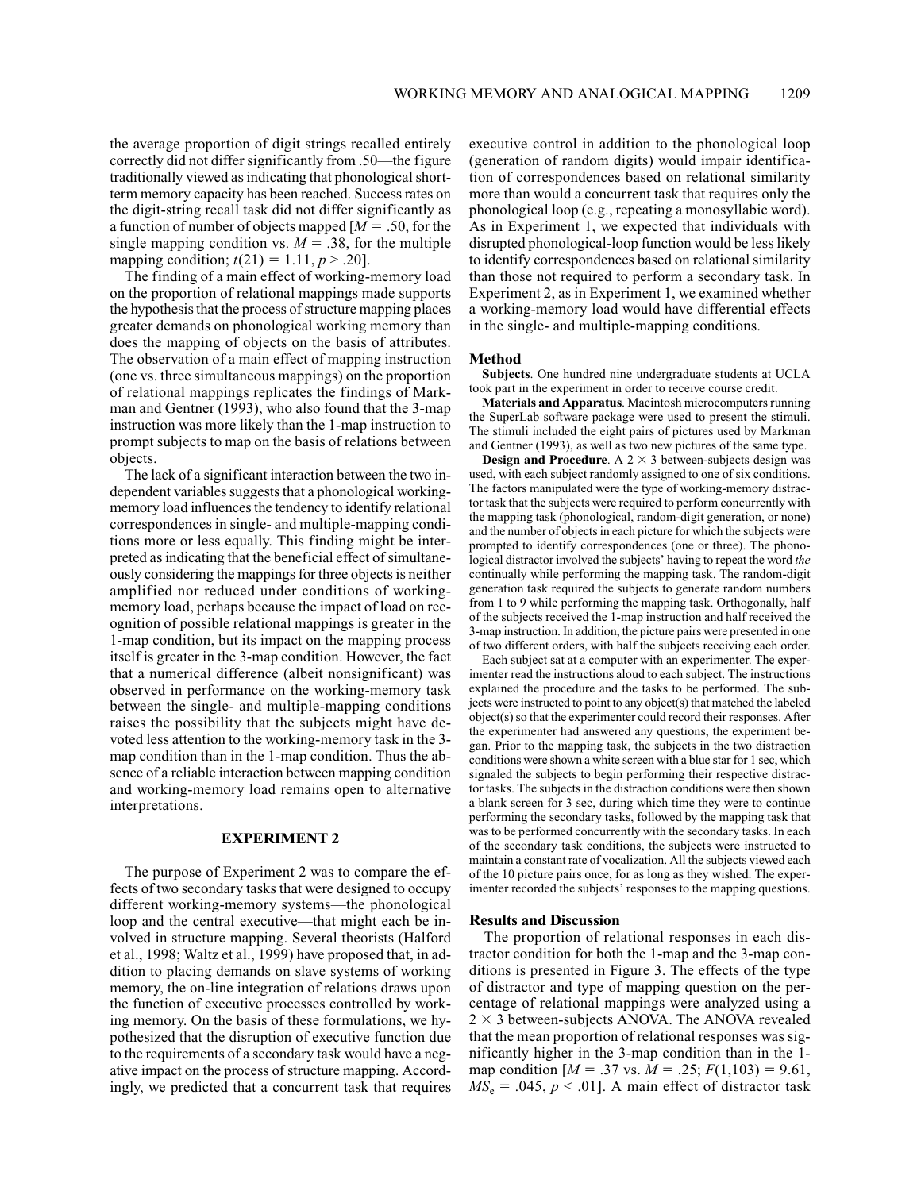the average proportion of digit strings recalled entirely correctly did not differ significantly from .50—the figure traditionally viewed as indicating that phonological short-term memory capacity has been reached. Success rates on the digit-string recall task did not differ significantly as a function of number of objects mapped [$M = .50$, for the single mapping condition vs. $M = .38$, for the multiple mapping condition; $t(21) = 1.11$, $p > .20$].

The finding of a main effect of working-memory load on the proportion of relational mappings made supports the hypothesis that the process of structure mapping places greater demands on phonological working memory than does the mapping of objects on the basis of attributes. The observation of a main effect of mapping instruction (one vs. three simultaneous mappings) on the proportion of relational mappings replicates the findings of Markman and Gentner (1993), who also found that the 3-map instruction was more likely than the 1-map instruction to prompt subjects to map on the basis of relations between objects.

The lack of a significant interaction between the two independent variables suggests that a phonological working-memory load influences the tendency to identify relational correspondences in single- and multiple-mapping conditions more or less equally. This finding might be interpreted as indicating that the beneficial effect of simultaneously considering the mappings for three objects is neither amplified nor reduced under conditions of working-memory load, perhaps because the impact of load on recognition of possible relational mappings is greater in the 1-map condition, but its impact on the mapping process itself is greater in the 3-map condition. However, the fact that a numerical difference (albeit nonsignificant) was observed in performance on the working-memory task between the single- and multiple-mapping conditions raises the possibility that the subjects might have devoted less attention to the working-memory task in the 3-map condition than in the 1-map condition. Thus the absence of a reliable interaction between mapping condition and working-memory load remains open to alternative interpretations.

## EXPERIMENT 2

The purpose of Experiment 2 was to compare the effects of two secondary tasks that were designed to occupy different working-memory systems—the phonological loop and the central executive—that might each be involved in structure mapping. Several theorists (Halford et al., 1998; Waltz et al., 1999) have proposed that, in addition to placing demands on slave systems of working memory, the on-line integration of relations draws upon the function of executive processes controlled by working memory. On the basis of these formulations, we hypothesized that the disruption of executive function due to the requirements of a secondary task would have a negative impact on the process of structure mapping. Accordingly, we predicted that a concurrent task that requires executive control in addition to the phonological loop (generation of random digits) would impair identification of correspondences based on relational similarity more than would a concurrent task that requires only the phonological loop (e.g., repeating a monosyllabic word). As in Experiment 1, we expected that individuals with disrupted phonological-loop function would be less likely to identify correspondences based on relational similarity than those not required to perform a secondary task. In Experiment 2, as in Experiment 1, we examined whether a working-memory load would have differential effects in the single- and multiple-mapping conditions.

### Method

**Subjects**. One hundred nine undergraduate students at UCLA took part in the experiment in order to receive course credit.

**Materials and Apparatus**. Macintosh microcomputers running the SuperLab software package were used to present the stimuli. The stimuli included the eight pairs of pictures used by Markman and Gentner (1993), as well as two new pictures of the same type.

**Design and Procedure**. A $2 \times 3$ between-subjects design was used, with each subject randomly assigned to one of six conditions. The factors manipulated were the type of working-memory distractor task that the subjects were required to perform concurrently with the mapping task (phonological, random-digit generation, or none) and the number of objects in each picture for which the subjects were prompted to identify correspondences (one or three). The phonological distractor involved the subjects' having to repeat the word *the* continually while performing the mapping task. The random-digit generation task required the subjects to generate random numbers from 1 to 9 while performing the mapping task. Orthogonally, half of the subjects received the 1-map instruction and half received the 3-map instruction. In addition, the picture pairs were presented in one of two different orders, with half the subjects receiving each order.

Each subject sat at a computer with an experimenter. The experimenter read the instructions aloud to each subject. The instructions explained the procedure and the tasks to be performed. The subjects were instructed to point to any object(s) that matched the labeled object(s) so that the experimenter could record their responses. After the experimenter had answered any questions, the experiment began. Prior to the mapping task, the subjects in the two distraction conditions were shown a white screen with a blue star for 1 sec, which signaled the subjects to begin performing their respective distractor tasks. The subjects in the distraction conditions were then shown a blank screen for 3 sec, during which time they were to continue performing the secondary tasks, followed by the mapping task that was to be performed concurrently with the secondary tasks. In each of the secondary task conditions, the subjects were instructed to maintain a constant rate of vocalization. All the subjects viewed each of the 10 picture pairs once, for as long as they wished. The experimenter recorded the subjects' responses to the mapping questions.

### Results and Discussion

The proportion of relational responses in each distractor condition for both the 1-map and the 3-map conditions is presented in Figure 3. The effects of the type of distractor and type of mapping question on the percentage of relational mappings were analyzed using a $2 \times 3$ between-subjects ANOVA. The ANOVA revealed that the mean proportion of relational responses was significantly higher in the 3-map condition than in the 1-map condition [$M = .37$ vs. $M = .25$; $F(1,103) = 9.61$, $MS_e = .045$, $p < .01$]. A main effect of distractor task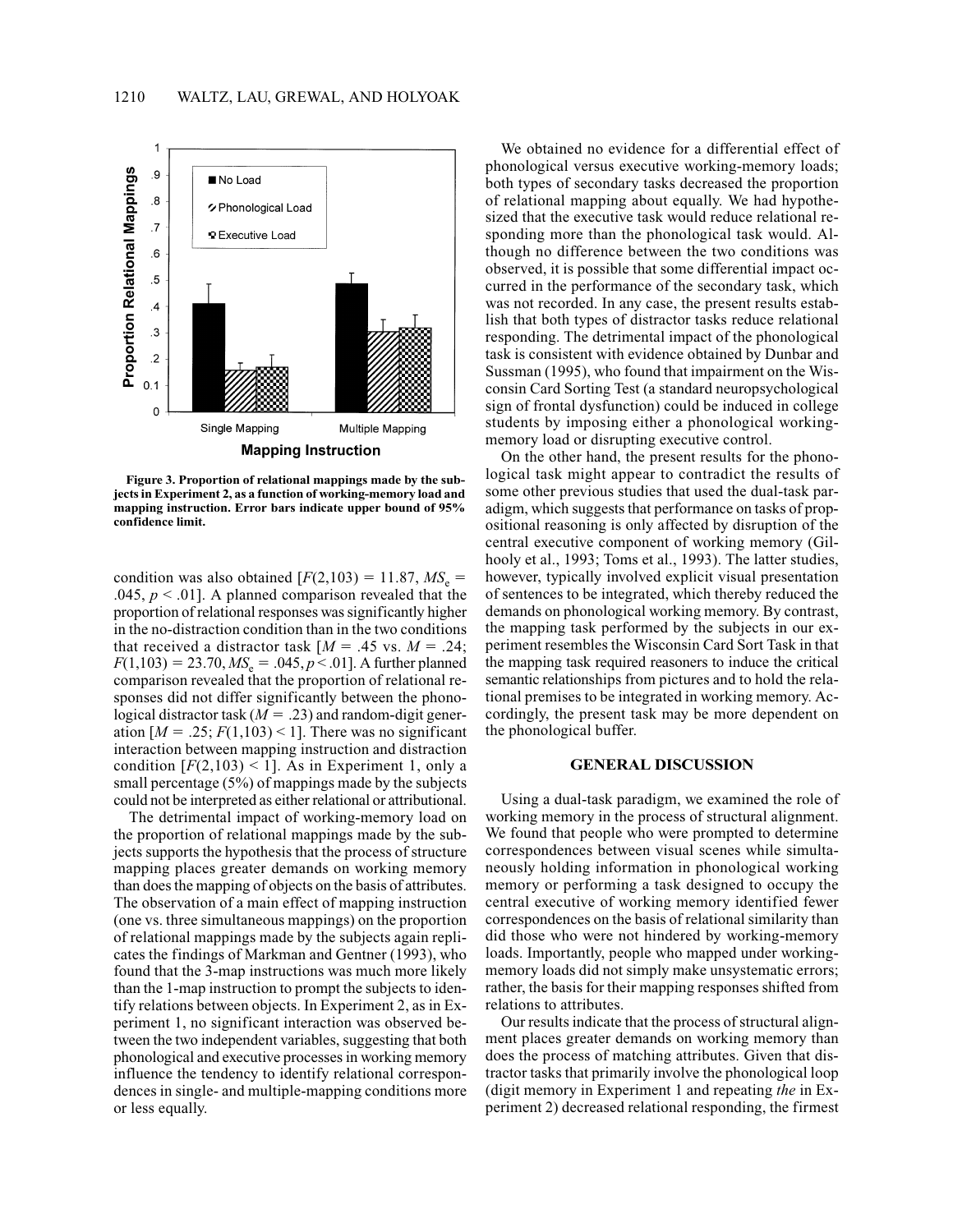**Figure 3. Proportion of relational mappings made by the subjects in Experiment 2, as a function of working-memory load and mapping instruction. Error bars indicate upper bound of 95% confidence limit.**

condition was also obtained [$F(2,103) = 11.87$, $MS_e = .045$, $p < .01$]. A planned comparison revealed that the proportion of relational responses was significantly higher in the no-distraction condition than in the two conditions that received a distractor task [$M = .45$ vs. $M = .24$; $F(1,103) = 23.70$, $MS_e = .045$, $p < .01$]. A further planned comparison revealed that the proportion of relational responses did not differ significantly between the phonological distractor task ($M = .23$) and random-digit generation [$M = .25$; $F(1,103) < 1$]. There was no significant interaction between mapping instruction and distraction condition [$F(2,103) < 1$]. As in Experiment 1, only a small percentage (5%) of mappings made by the subjects could not be interpreted as either relational or attributional.

The detrimental impact of working-memory load on the proportion of relational mappings made by the subjects supports the hypothesis that the process of structure mapping places greater demands on working memory than does the mapping of objects on the basis of attributes. The observation of a main effect of mapping instruction (one vs. three simultaneous mappings) on the proportion of relational mappings made by the subjects again replicates the findings of Markman and Gentner (1993), who found that the 3-map instructions was much more likely than the 1-map instruction to prompt the subjects to identify relations between objects. In Experiment 2, as in Experiment 1, no significant interaction was observed between the two independent variables, suggesting that both phonological and executive processes in working memory influence the tendency to identify relational correspondences in single- and multiple-mapping conditions more or less equally.

We obtained no evidence for a differential effect of phonological versus executive working-memory loads; both types of secondary tasks decreased the proportion of relational mapping about equally. We had hypothesized that the executive task would reduce relational responding more than the phonological task would. Although no difference between the two conditions was observed, it is possible that some differential impact occurred in the performance of the secondary task, which was not recorded. In any case, the present results establish that both types of distractor tasks reduce relational responding. The detrimental impact of the phonological task is consistent with evidence obtained by Dunbar and Sussman (1995), who found that impairment on the Wisconsin Card Sorting Test (a standard neuropsychological sign of frontal dysfunction) could be induced in college students by imposing either a phonological working-memory load or disrupting executive control.

On the other hand, the present results for the phonological task might appear to contradict the results of some other previous studies that used the dual-task paradigm, which suggests that performance on tasks of propositional reasoning is only affected by disruption of the central executive component of working memory (Gilhooly et al., 1993; Toms et al., 1993). The latter studies, however, typically involved explicit visual presentation of sentences to be integrated, which thereby reduced the demands on phonological working memory. By contrast, the mapping task performed by the subjects in our experiment resembles the Wisconsin Card Sort Task in that the mapping task required reasoners to induce the critical semantic relationships from pictures and to hold the relational premises to be integrated in working memory. Accordingly, the present task may be more dependent on the phonological buffer.

## GENERAL DISCUSSION

Using a dual-task paradigm, we examined the role of working memory in the process of structural alignment. We found that people who were prompted to determine correspondences between visual scenes while simultaneously holding information in phonological working memory or performing a task designed to occupy the central executive of working memory identified fewer correspondences on the basis of relational similarity than did those who were not hindered by working-memory loads. Importantly, people who mapped under working-memory loads did not simply make unsystematic errors; rather, the basis for their mapping responses shifted from relations to attributes.

Our results indicate that the process of structural alignment places greater demands on working memory than does the process of matching attributes. Given that distractor tasks that primarily involve the phonological loop (digit memory in Experiment 1 and repeating *the* in Experiment 2) decreased relational responding, the firmest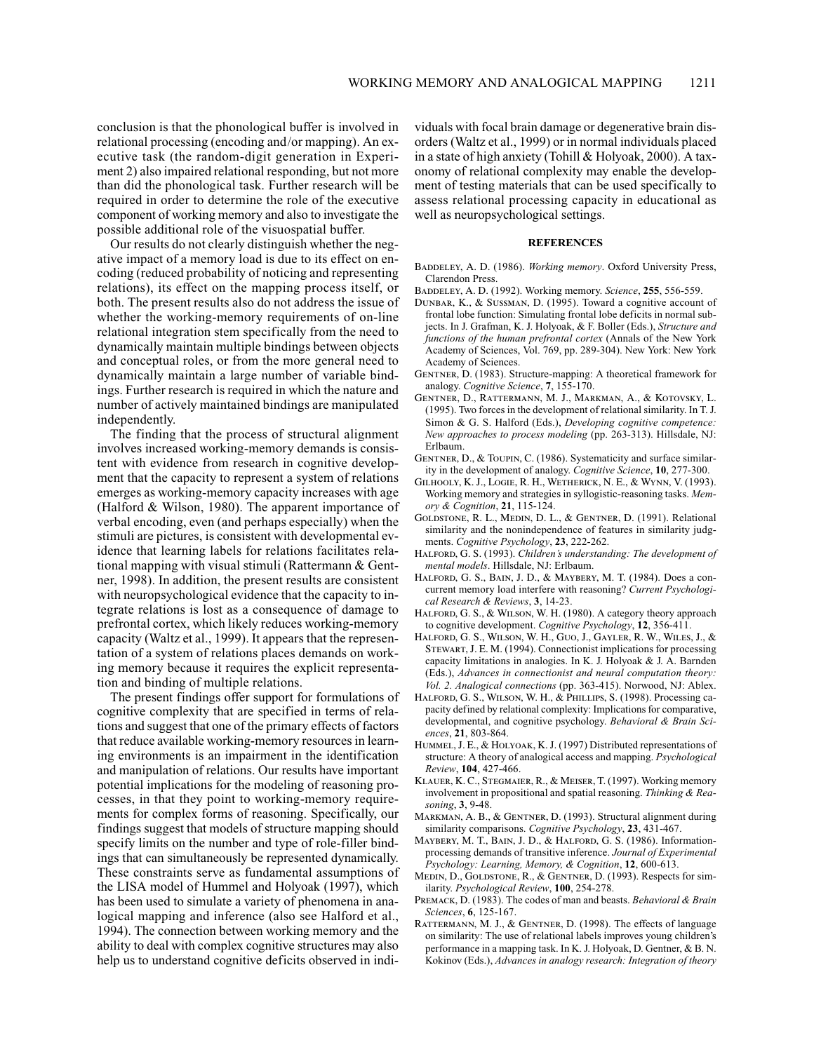conclusion is that the phonological buffer is involved in relational processing (encoding and/or mapping). An executive task (the random-digit generation in Experiment 2) also impaired relational responding, but not more than did the phonological task. Further research will be required in order to determine the role of the executive component of working memory and also to investigate the possible additional role of the visuospatial buffer.

Our results do not clearly distinguish whether the negative impact of a memory load is due to its effect on encoding (reduced probability of noticing and representing relations), its effect on the mapping process itself, or both. The present results also do not address the issue of whether the working-memory requirements of on-line relational integration stem specifically from the need to dynamically maintain multiple bindings between objects and conceptual roles, or from the more general need to dynamically maintain a large number of variable bindings. Further research is required in which the nature and number of actively maintained bindings are manipulated independently.

The finding that the process of structural alignment involves increased working-memory demands is consistent with evidence from research in cognitive development that the capacity to represent a system of relations emerges as working-memory capacity increases with age (Halford & Wilson, 1980). The apparent importance of verbal encoding, even (and perhaps especially) when the stimuli are pictures, is consistent with developmental evidence that learning labels for relations facilitates relational mapping with visual stimuli (Rattermann & Gentner, 1998). In addition, the present results are consistent with neuropsychological evidence that the capacity to integrate relations is lost as a consequence of damage to prefrontal cortex, which likely reduces working-memory capacity (Waltz et al., 1999). It appears that the representation of a system of relations places demands on working memory because it requires the explicit representation and binding of multiple relations.

The present findings offer support for formulations of cognitive complexity that are specified in terms of relations and suggest that one of the primary effects of factors that reduce available working-memory resources in learning environments is an impairment in the identification and manipulation of relations. Our results have important potential implications for the modeling of reasoning processes, in that they point to working-memory requirements for complex forms of reasoning. Specifically, our findings suggest that models of structure mapping should specify limits on the number and type of role-filler bindings that can simultaneously be represented dynamically. These constraints serve as fundamental assumptions of the LISA model of Hummel and Holyoak (1997), which has been used to simulate a variety of phenomena in analogical mapping and inference (also see Halford et al., 1994). The connection between working memory and the ability to deal with complex cognitive structures may also help us to understand cognitive deficits observed in individuals with focal brain damage or degenerative brain disorders (Waltz et al., 1999) or in normal individuals placed in a state of high anxiety (Tohill & Holyoak, 2000). A taxonomy of relational complexity may enable the development of testing materials that can be used specifically to assess relational processing capacity in educational as well as neuropsychological settings.

## REFERENCES

Baddeley, A. D. (1986). *Working memory*. Oxford University Press, Clarendon Press.

Baddeley, A. D. (1992). Working memory. *Science*, **255**, 556-559.

Dunbar, K., & Sussman, D. (1995). Toward a cognitive account of frontal lobe function: Simulating frontal lobe deficits in normal subjects. In J. Grafman, K. J. Holyoak, & F. Boller (Eds.), *Structure and functions of the human prefrontal cortex* (Annals of the New York Academy of Sciences, Vol. 769, pp. 289-304). New York: New York Academy of Sciences.

Gentner, D. (1983). Structure-mapping: A theoretical framework for analogy. *Cognitive Science*, **7**, 155-170.

Gentner, D., Rattermann, M. J., Markman, A., & Kotovsky, L. (1995). Two forces in the development of relational similarity. In T. J. Simon & G. S. Halford (Eds.), *Developing cognitive competence: New approaches to process modeling* (pp. 263-313). Hillsdale, NJ: Erlbaum.

Gentner, D., & Toupin, C. (1986). Systematicity and surface similarity in the development of analogy. *Cognitive Science*, **10**, 277-300.

Gilhooly, K. J., Logie, R. H., Wetherick, N. E., & Wynn, V. (1993). Working memory and strategies in syllogistic-reasoning tasks. *Memory & Cognition*, **21**, 115-124.

Goldstone, R. L., Medin, D. L., & Gentner, D. (1991). Relational similarity and the nonindependence of features in similarity judgments. *Cognitive Psychology*, **23**, 222-262.

Halford, G. S. (1993). *Children's understanding: The development of mental models*. Hillsdale, NJ: Erlbaum.

Halford, G. S., Bain, J. D., & Maybery, M. T. (1984). Does a concurrent memory load interfere with reasoning? *Current Psychological Research & Reviews*, **3**, 14-23.

Halford, G. S., & Wilson, W. H. (1980). A category theory approach to cognitive development. *Cognitive Psychology*, **12**, 356-411.

Halford, G. S., Wilson, W. H., Guo, J., Gayler, R. W., Wiles, J., & Stewart, J. E. M. (1994). Connectionist implications for processing capacity limitations in analogies. In K. J. Holyoak & J. A. Barnden (Eds.), *Advances in connectionist and neural computation theory: Vol. 2. Analogical connections* (pp. 363-415). Norwood, NJ: Ablex.

Halford, G. S., Wilson, W. H., & Phillips, S. (1998). Processing capacity defined by relational complexity: Implications for comparative, developmental, and cognitive psychology. *Behavioral & Brain Sciences*, **21**, 803-864.

Hummel, J. E., & Holyoak, K. J. (1997) Distributed representations of structure: A theory of analogical access and mapping. *Psychological Review*, **104**, 427-466.

Klauer, K. C., Stegmaier, R., & Meiser, T. (1997). Working memory involvement in propositional and spatial reasoning. *Thinking & Reasoning*, **3**, 9-48.

Markman, A. B., & Gentner, D. (1993). Structural alignment during similarity comparisons. *Cognitive Psychology*, **23**, 431-467.

Maybery, M. T., Bain, J. D., & Halford, G. S. (1986). Information-processing demands of transitive inference. *Journal of Experimental Psychology: Learning, Memory, & Cognition*, **12**, 600-613.

Medin, D., Goldstone, R., & Gentner, D. (1993). Respects for similarity. *Psychological Review*, **100**, 254-278.

Premack, D. (1983). The codes of man and beasts. *Behavioral & Brain Sciences*, **6**, 125-167.

Rattermann, M. J., & Gentner, D. (1998). The effects of language on similarity: The use of relational labels improves young children's performance in a mapping task. In K. J. Holyoak, D. Gentner, & B. N. Kokinov (Eds.), *Advances in analogy research: Integration of theory*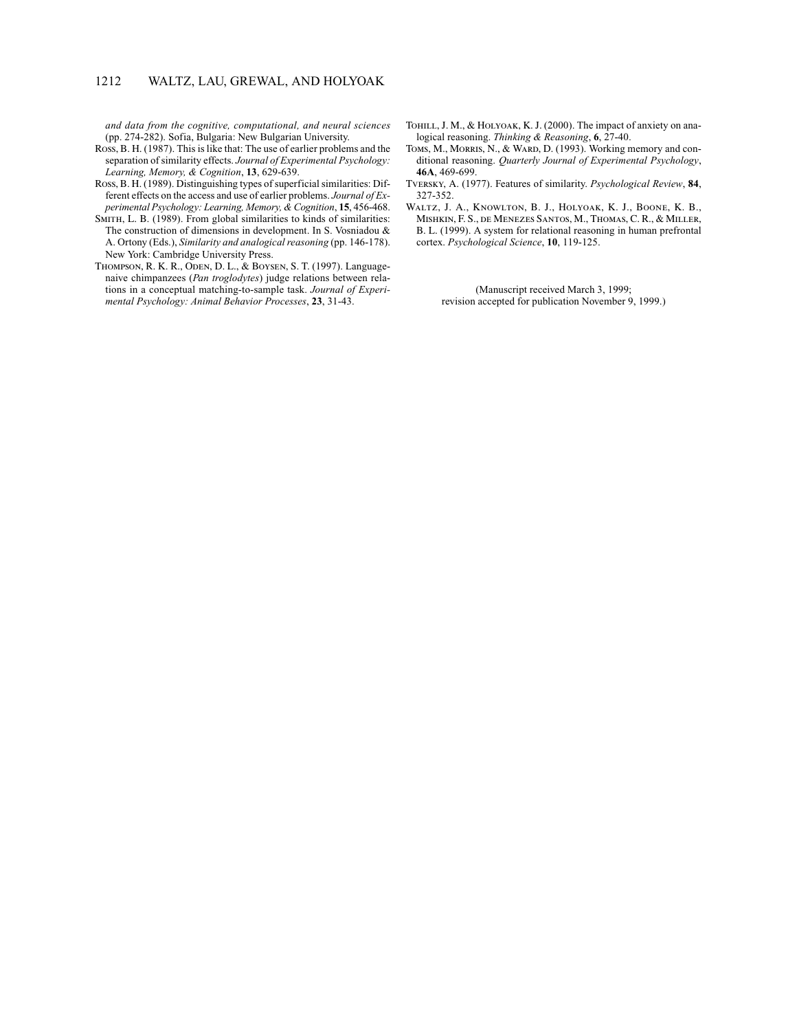*and data from the cognitive, computational, and neural sciences* (pp. 274-282). Sofia, Bulgaria: New Bulgarian University.

Ross, B. H. (1987). This is like that: The use of earlier problems and the separation of similarity effects. *Journal of Experimental Psychology: Learning, Memory, & Cognition*, **13**, 629-639.

Ross, B. H. (1989). Distinguishing types of superficial similarities: Different effects on the access and use of earlier problems. *Journal of Experimental Psychology: Learning, Memory, & Cognition*, **15**, 456-468.

Smith, L. B. (1989). From global similarities to kinds of similarities: The construction of dimensions in development. In S. Vosniadou & A. Ortony (Eds.), *Similarity and analogical reasoning* (pp. 146-178). New York: Cambridge University Press.

Thompson, R. K. R., Oden, D. L., & Boysen, S. T. (1997). Language-naive chimpanzees (*Pan troglodytes*) judge relations between relations in a conceptual matching-to-sample task. *Journal of Experimental Psychology: Animal Behavior Processes*, **23**, 31-43.

Tohill, J. M., & Holyoak, K. J. (2000). The impact of anxiety on analogical reasoning. *Thinking & Reasoning*, **6**, 27-40.

Toms, M., Morris, N., & Ward, D. (1993). Working memory and conditional reasoning. *Quarterly Journal of Experimental Psychology*, **46A**, 469-699.

Tversky, A. (1977). Features of similarity. *Psychological Review*, **84**, 327-352.

Waltz, J. A., Knowlton, B. J., Holyoak, K. J., Boone, K. B., Mishkin, F. S., de Menezes Santos, M., Thomas, C. R., & Miller, B. L. (1999). A system for relational reasoning in human prefrontal cortex. *Psychological Science*, **10**, 119-125.

(Manuscript received March 3, 1999;
revision accepted for publication November 9, 1999.)